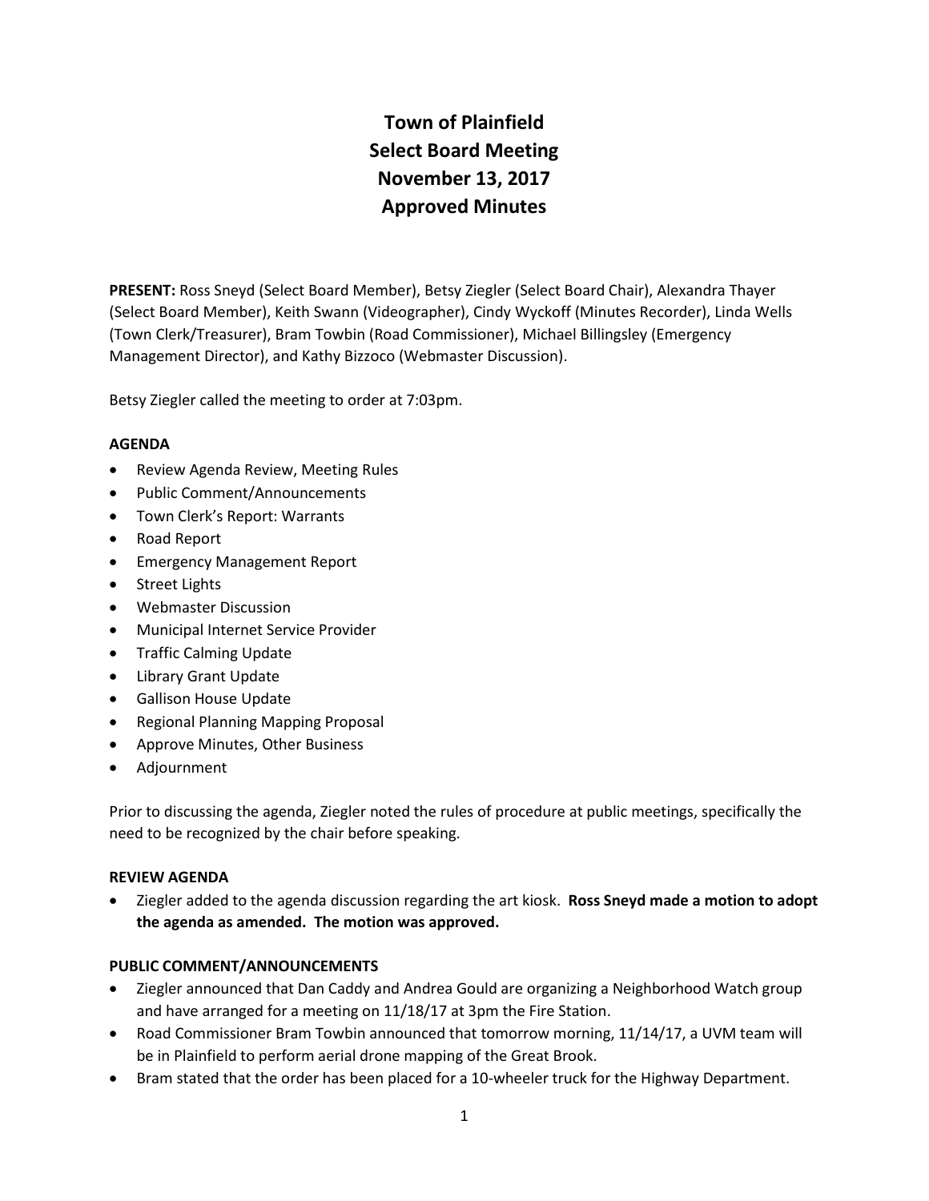# Town of Plainfield
# Select Board Meeting
# November 13, 2017
# Approved Minutes

**PRESENT:** Ross Sneyd (Select Board Member), Betsy Ziegler (Select Board Chair), Alexandra Thayer (Select Board Member), Keith Swann (Videographer), Cindy Wyckoff (Minutes Recorder), Linda Wells (Town Clerk/Treasurer), Bram Towbin (Road Commissioner), Michael Billingsley (Emergency Management Director), and Kathy Bizzoco (Webmaster Discussion).

Betsy Ziegler called the meeting to order at 7:03pm.

**AGENDA**

- Review Agenda Review, Meeting Rules
- Public Comment/Announcements
- Town Clerk's Report: Warrants
- Road Report
- Emergency Management Report
- Street Lights
- Webmaster Discussion
- Municipal Internet Service Provider
- Traffic Calming Update
- Library Grant Update
- Gallison House Update
- Regional Planning Mapping Proposal
- Approve Minutes, Other Business
- Adjournment

Prior to discussing the agenda, Ziegler noted the rules of procedure at public meetings, specifically the need to be recognized by the chair before speaking.

**REVIEW AGENDA**

- Ziegler added to the agenda discussion regarding the art kiosk. **Ross Sneyd made a motion to adopt the agenda as amended. The motion was approved.**

**PUBLIC COMMENT/ANNOUNCEMENTS**

- Ziegler announced that Dan Caddy and Andrea Gould are organizing a Neighborhood Watch group and have arranged for a meeting on 11/18/17 at 3pm the Fire Station.
- Road Commissioner Bram Towbin announced that tomorrow morning, 11/14/17, a UVM team will be in Plainfield to perform aerial drone mapping of the Great Brook.
- Bram stated that the order has been placed for a 10-wheeler truck for the Highway Department.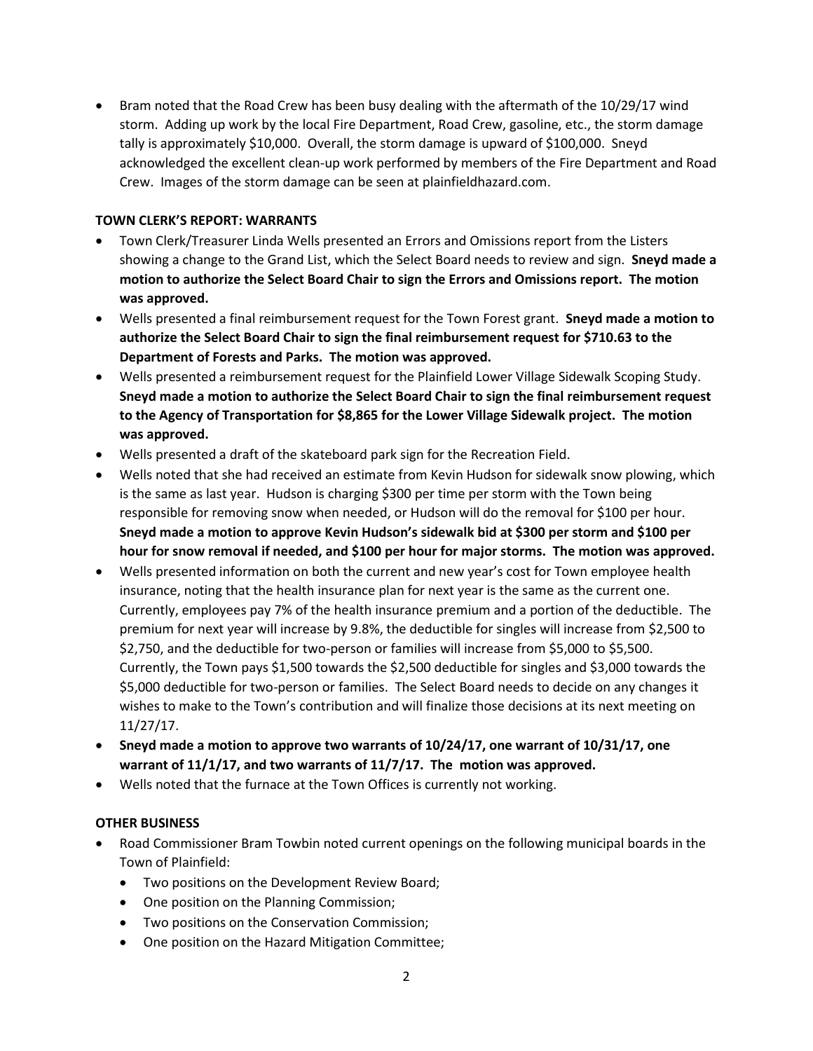- Bram noted that the Road Crew has been busy dealing with the aftermath of the 10/29/17 wind storm. Adding up work by the local Fire Department, Road Crew, gasoline, etc., the storm damage tally is approximately $10,000. Overall, the storm damage is upward of $100,000. Sneyd acknowledged the excellent clean-up work performed by members of the Fire Department and Road Crew. Images of the storm damage can be seen at plainfieldhazard.com.

**TOWN CLERK'S REPORT: WARRANTS**

- Town Clerk/Treasurer Linda Wells presented an Errors and Omissions report from the Listers showing a change to the Grand List, which the Select Board needs to review and sign. **Sneyd made a motion to authorize the Select Board Chair to sign the Errors and Omissions report. The motion was approved.**
- Wells presented a final reimbursement request for the Town Forest grant. **Sneyd made a motion to authorize the Select Board Chair to sign the final reimbursement request for $710.63 to the Department of Forests and Parks. The motion was approved.**
- Wells presented a reimbursement request for the Plainfield Lower Village Sidewalk Scoping Study. **Sneyd made a motion to authorize the Select Board Chair to sign the final reimbursement request to the Agency of Transportation for $8,865 for the Lower Village Sidewalk project. The motion was approved.**
- Wells presented a draft of the skateboard park sign for the Recreation Field.
- Wells noted that she had received an estimate from Kevin Hudson for sidewalk snow plowing, which is the same as last year. Hudson is charging $300 per time per storm with the Town being responsible for removing snow when needed, or Hudson will do the removal for $100 per hour. **Sneyd made a motion to approve Kevin Hudson's sidewalk bid at $300 per storm and $100 per hour for snow removal if needed, and $100 per hour for major storms. The motion was approved.**
- Wells presented information on both the current and new year's cost for Town employee health insurance, noting that the health insurance plan for next year is the same as the current one. Currently, employees pay 7% of the health insurance premium and a portion of the deductible. The premium for next year will increase by 9.8%, the deductible for singles will increase from $2,500 to $2,750, and the deductible for two-person or families will increase from $5,000 to $5,500. Currently, the Town pays $1,500 towards the $2,500 deductible for singles and $3,000 towards the $5,000 deductible for two-person or families. The Select Board needs to decide on any changes it wishes to make to the Town's contribution and will finalize those decisions at its next meeting on 11/27/17.
- **Sneyd made a motion to approve two warrants of 10/24/17, one warrant of 10/31/17, one warrant of 11/1/17, and two warrants of 11/7/17. The motion was approved.**
- Wells noted that the furnace at the Town Offices is currently not working.

**OTHER BUSINESS**

- Road Commissioner Bram Towbin noted current openings on the following municipal boards in the Town of Plainfield:
  - Two positions on the Development Review Board;
  - One position on the Planning Commission;
  - Two positions on the Conservation Commission;
  - One position on the Hazard Mitigation Committee;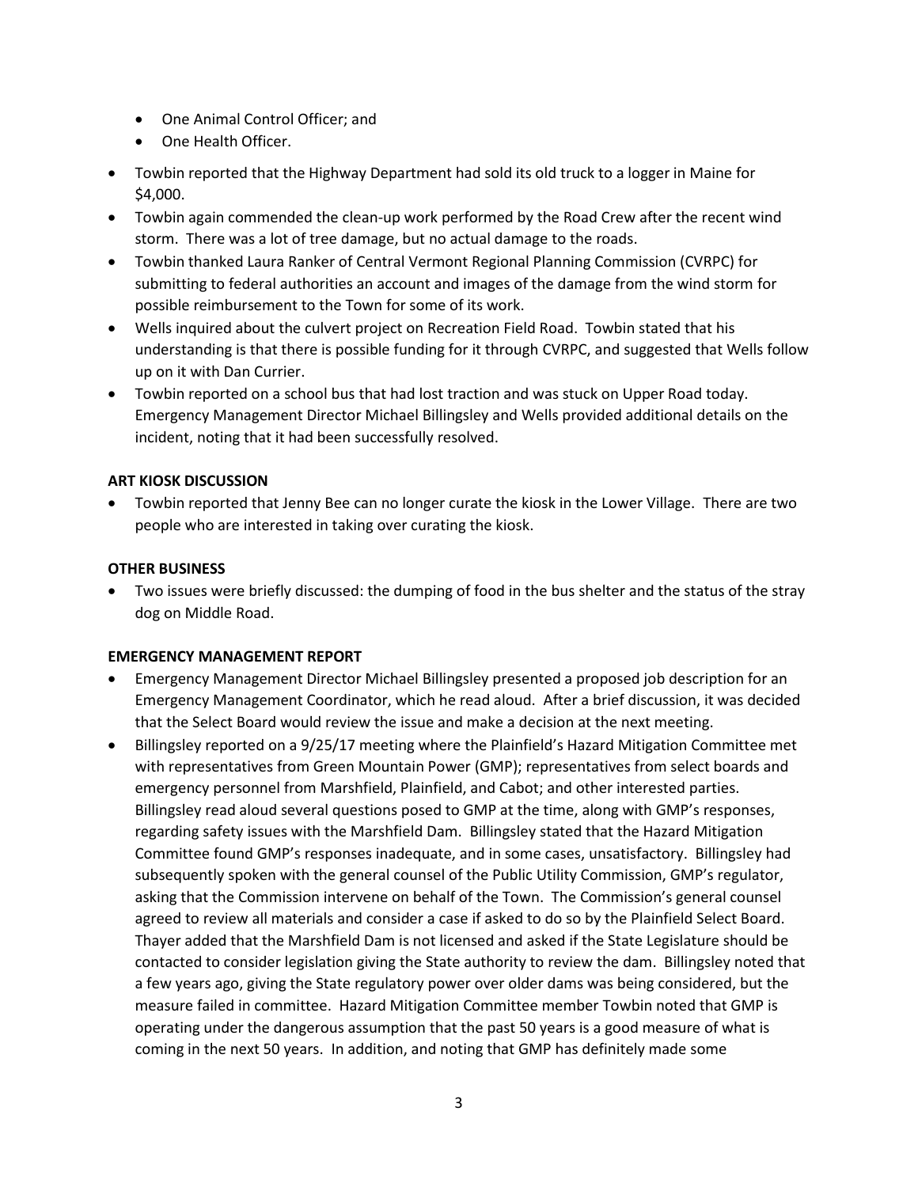- One Animal Control Officer; and
- One Health Officer.

- Towbin reported that the Highway Department had sold its old truck to a logger in Maine for $4,000.
- Towbin again commended the clean-up work performed by the Road Crew after the recent wind storm. There was a lot of tree damage, but no actual damage to the roads.
- Towbin thanked Laura Ranker of Central Vermont Regional Planning Commission (CVRPC) for submitting to federal authorities an account and images of the damage from the wind storm for possible reimbursement to the Town for some of its work.
- Wells inquired about the culvert project on Recreation Field Road. Towbin stated that his understanding is that there is possible funding for it through CVRPC, and suggested that Wells follow up on it with Dan Currier.
- Towbin reported on a school bus that had lost traction and was stuck on Upper Road today. Emergency Management Director Michael Billingsley and Wells provided additional details on the incident, noting that it had been successfully resolved.

**ART KIOSK DISCUSSION**

- Towbin reported that Jenny Bee can no longer curate the kiosk in the Lower Village. There are two people who are interested in taking over curating the kiosk.

**OTHER BUSINESS**

- Two issues were briefly discussed: the dumping of food in the bus shelter and the status of the stray dog on Middle Road.

**EMERGENCY MANAGEMENT REPORT**

- Emergency Management Director Michael Billingsley presented a proposed job description for an Emergency Management Coordinator, which he read aloud. After a brief discussion, it was decided that the Select Board would review the issue and make a decision at the next meeting.
- Billingsley reported on a 9/25/17 meeting where the Plainfield's Hazard Mitigation Committee met with representatives from Green Mountain Power (GMP); representatives from select boards and emergency personnel from Marshfield, Plainfield, and Cabot; and other interested parties. Billingsley read aloud several questions posed to GMP at the time, along with GMP's responses, regarding safety issues with the Marshfield Dam. Billingsley stated that the Hazard Mitigation Committee found GMP's responses inadequate, and in some cases, unsatisfactory. Billingsley had subsequently spoken with the general counsel of the Public Utility Commission, GMP's regulator, asking that the Commission intervene on behalf of the Town. The Commission's general counsel agreed to review all materials and consider a case if asked to do so by the Plainfield Select Board. Thayer added that the Marshfield Dam is not licensed and asked if the State Legislature should be contacted to consider legislation giving the State authority to review the dam. Billingsley noted that a few years ago, giving the State regulatory power over older dams was being considered, but the measure failed in committee. Hazard Mitigation Committee member Towbin noted that GMP is operating under the dangerous assumption that the past 50 years is a good measure of what is coming in the next 50 years. In addition, and noting that GMP has definitely made some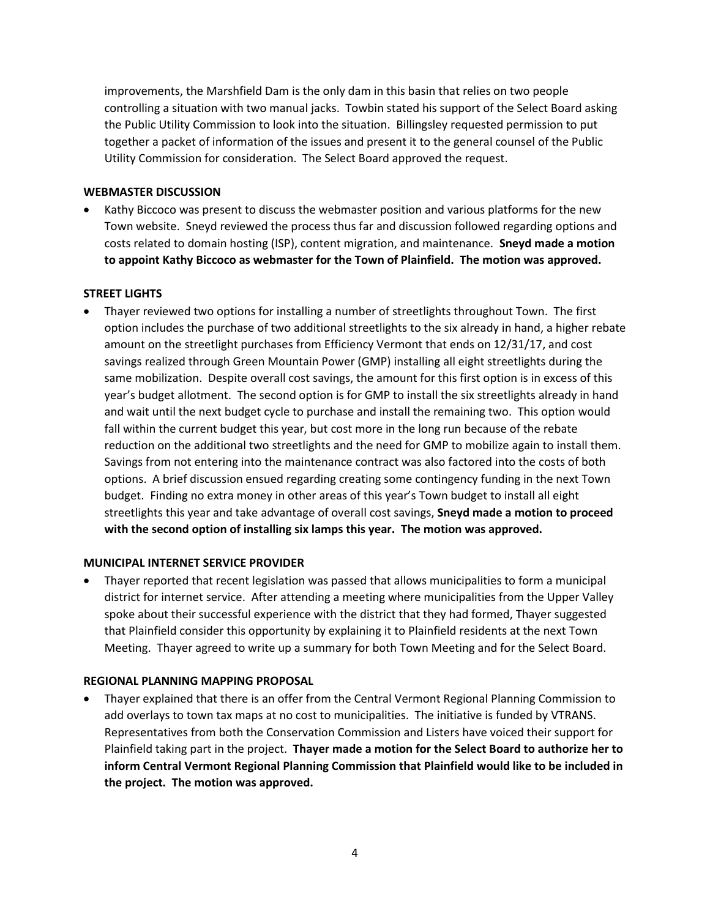improvements, the Marshfield Dam is the only dam in this basin that relies on two people controlling a situation with two manual jacks. Towbin stated his support of the Select Board asking the Public Utility Commission to look into the situation. Billingsley requested permission to put together a packet of information of the issues and present it to the general counsel of the Public Utility Commission for consideration. The Select Board approved the request.

**WEBMASTER DISCUSSION**

- Kathy Biccoco was present to discuss the webmaster position and various platforms for the new Town website. Sneyd reviewed the process thus far and discussion followed regarding options and costs related to domain hosting (ISP), content migration, and maintenance. **Sneyd made a motion to appoint Kathy Biccoco as webmaster for the Town of Plainfield. The motion was approved.**

**STREET LIGHTS**

- Thayer reviewed two options for installing a number of streetlights throughout Town. The first option includes the purchase of two additional streetlights to the six already in hand, a higher rebate amount on the streetlight purchases from Efficiency Vermont that ends on 12/31/17, and cost savings realized through Green Mountain Power (GMP) installing all eight streetlights during the same mobilization. Despite overall cost savings, the amount for this first option is in excess of this year's budget allotment. The second option is for GMP to install the six streetlights already in hand and wait until the next budget cycle to purchase and install the remaining two. This option would fall within the current budget this year, but cost more in the long run because of the rebate reduction on the additional two streetlights and the need for GMP to mobilize again to install them. Savings from not entering into the maintenance contract was also factored into the costs of both options. A brief discussion ensued regarding creating some contingency funding in the next Town budget. Finding no extra money in other areas of this year's Town budget to install all eight streetlights this year and take advantage of overall cost savings, **Sneyd made a motion to proceed with the second option of installing six lamps this year. The motion was approved.**

**MUNICIPAL INTERNET SERVICE PROVIDER**

- Thayer reported that recent legislation was passed that allows municipalities to form a municipal district for internet service. After attending a meeting where municipalities from the Upper Valley spoke about their successful experience with the district that they had formed, Thayer suggested that Plainfield consider this opportunity by explaining it to Plainfield residents at the next Town Meeting. Thayer agreed to write up a summary for both Town Meeting and for the Select Board.

**REGIONAL PLANNING MAPPING PROPOSAL**

- Thayer explained that there is an offer from the Central Vermont Regional Planning Commission to add overlays to town tax maps at no cost to municipalities. The initiative is funded by VTRANS. Representatives from both the Conservation Commission and Listers have voiced their support for Plainfield taking part in the project. **Thayer made a motion for the Select Board to authorize her to inform Central Vermont Regional Planning Commission that Plainfield would like to be included in the project. The motion was approved.**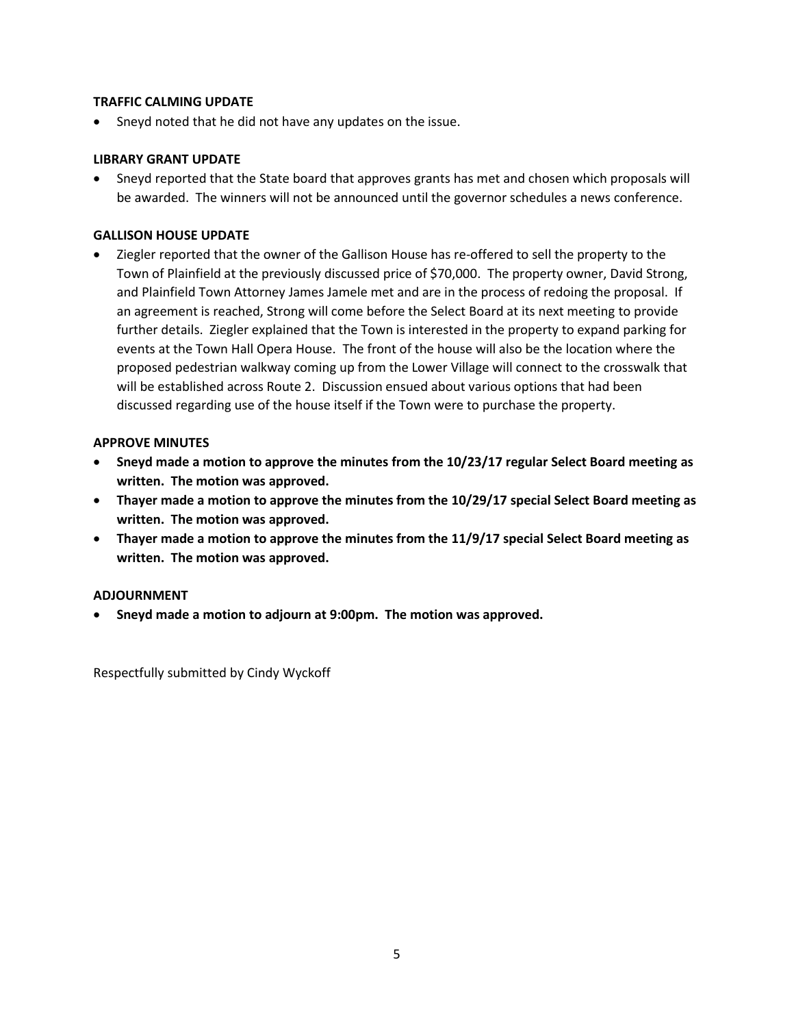**TRAFFIC CALMING UPDATE**

- Sneyd noted that he did not have any updates on the issue.

**LIBRARY GRANT UPDATE**

- Sneyd reported that the State board that approves grants has met and chosen which proposals will be awarded. The winners will not be announced until the governor schedules a news conference.

**GALLISON HOUSE UPDATE**

- Ziegler reported that the owner of the Gallison House has re-offered to sell the property to the Town of Plainfield at the previously discussed price of $70,000. The property owner, David Strong, and Plainfield Town Attorney James Jamele met and are in the process of redoing the proposal. If an agreement is reached, Strong will come before the Select Board at its next meeting to provide further details. Ziegler explained that the Town is interested in the property to expand parking for events at the Town Hall Opera House. The front of the house will also be the location where the proposed pedestrian walkway coming up from the Lower Village will connect to the crosswalk that will be established across Route 2. Discussion ensued about various options that had been discussed regarding use of the house itself if the Town were to purchase the property.

**APPROVE MINUTES**

- **Sneyd made a motion to approve the minutes from the 10/23/17 regular Select Board meeting as written. The motion was approved.**
- **Thayer made a motion to approve the minutes from the 10/29/17 special Select Board meeting as written. The motion was approved.**
- **Thayer made a motion to approve the minutes from the 11/9/17 special Select Board meeting as written. The motion was approved.**

**ADJOURNMENT**

- **Sneyd made a motion to adjourn at 9:00pm. The motion was approved.**

Respectfully submitted by Cindy Wyckoff